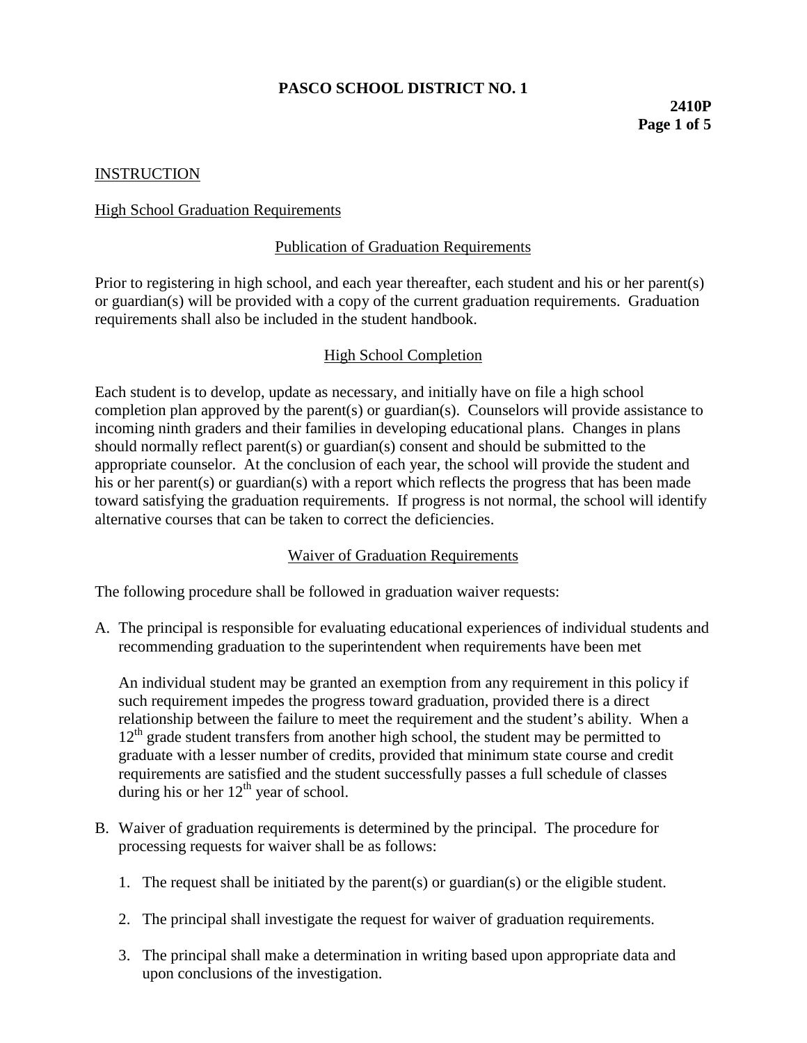# PASCO SCHOOL DISTRICT NO. 1

**2410P**

## INSTRUCTION

### High School Graduation Requirements

#### Publication of Graduation Requirements

Prior to registering in high school, and each year thereafter, each student and his or her parent(s) or guardian(s) will be provided with a copy of the current graduation requirements. Graduation requirements shall also be included in the student handbook.

#### High School Completion

Each student is to develop, update as necessary, and initially have on file a high school completion plan approved by the parent(s) or guardian(s). Counselors will provide assistance to incoming ninth graders and their families in developing educational plans. Changes in plans should normally reflect parent(s) or guardian(s) consent and should be submitted to the appropriate counselor. At the conclusion of each year, the school will provide the student and his or her parent(s) or guardian(s) with a report which reflects the progress that has been made toward satisfying the graduation requirements. If progress is not normal, the school will identify alternative courses that can be taken to correct the deficiencies.

#### Waiver of Graduation Requirements

The following procedure shall be followed in graduation waiver requests:

A. The principal is responsible for evaluating educational experiences of individual students and recommending graduation to the superintendent when requirements have been met

   An individual student may be granted an exemption from any requirement in this policy if such requirement impedes the progress toward graduation, provided there is a direct relationship between the failure to meet the requirement and the student's ability. When a 12th grade student transfers from another high school, the student may be permitted to graduate with a lesser number of credits, provided that minimum state course and credit requirements are satisfied and the student successfully passes a full schedule of classes during his or her 12th year of school.

B. Waiver of graduation requirements is determined by the principal. The procedure for processing requests for waiver shall be as follows:

   1. The request shall be initiated by the parent(s) or guardian(s) or the eligible student.

   2. The principal shall investigate the request for waiver of graduation requirements.

   3. The principal shall make a determination in writing based upon appropriate data and upon conclusions of the investigation.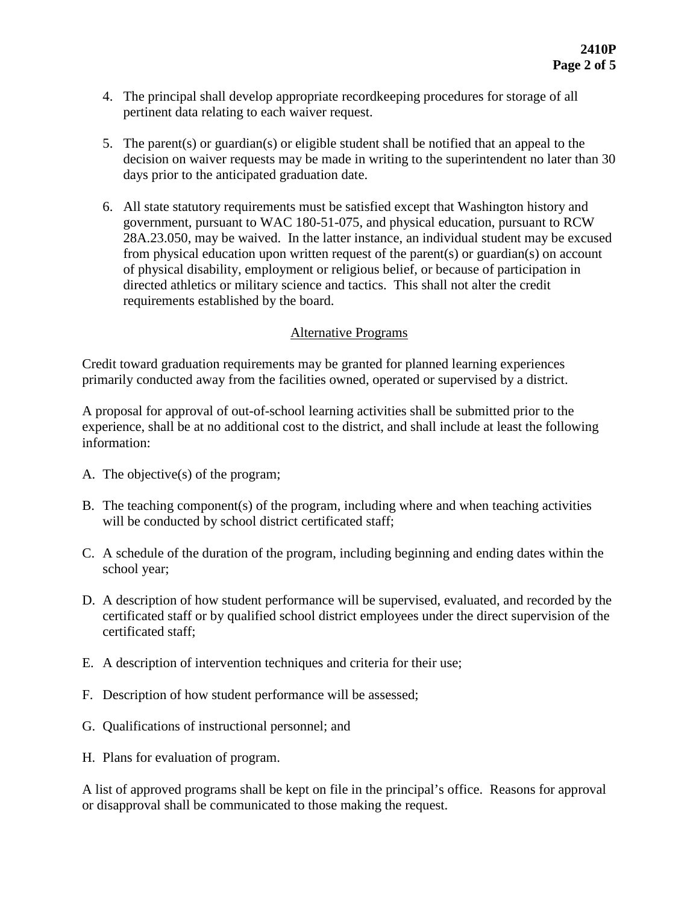4. The principal shall develop appropriate recordkeeping procedures for storage of all pertinent data relating to each waiver request.

5. The parent(s) or guardian(s) or eligible student shall be notified that an appeal to the decision on waiver requests may be made in writing to the superintendent no later than 30 days prior to the anticipated graduation date.

6. All state statutory requirements must be satisfied except that Washington history and government, pursuant to WAC 180-51-075, and physical education, pursuant to RCW 28A.23.050, may be waived. In the latter instance, an individual student may be excused from physical education upon written request of the parent(s) or guardian(s) on account of physical disability, employment or religious belief, or because of participation in directed athletics or military science and tactics. This shall not alter the credit requirements established by the board.

## Alternative Programs

Credit toward graduation requirements may be granted for planned learning experiences primarily conducted away from the facilities owned, operated or supervised by a district.

A proposal for approval of out-of-school learning activities shall be submitted prior to the experience, shall be at no additional cost to the district, and shall include at least the following information:

A. The objective(s) of the program;

B. The teaching component(s) of the program, including where and when teaching activities will be conducted by school district certificated staff;

C. A schedule of the duration of the program, including beginning and ending dates within the school year;

D. A description of how student performance will be supervised, evaluated, and recorded by the certificated staff or by qualified school district employees under the direct supervision of the certificated staff;

E. A description of intervention techniques and criteria for their use;

F. Description of how student performance will be assessed;

G. Qualifications of instructional personnel; and

H. Plans for evaluation of program.

A list of approved programs shall be kept on file in the principal's office. Reasons for approval or disapproval shall be communicated to those making the request.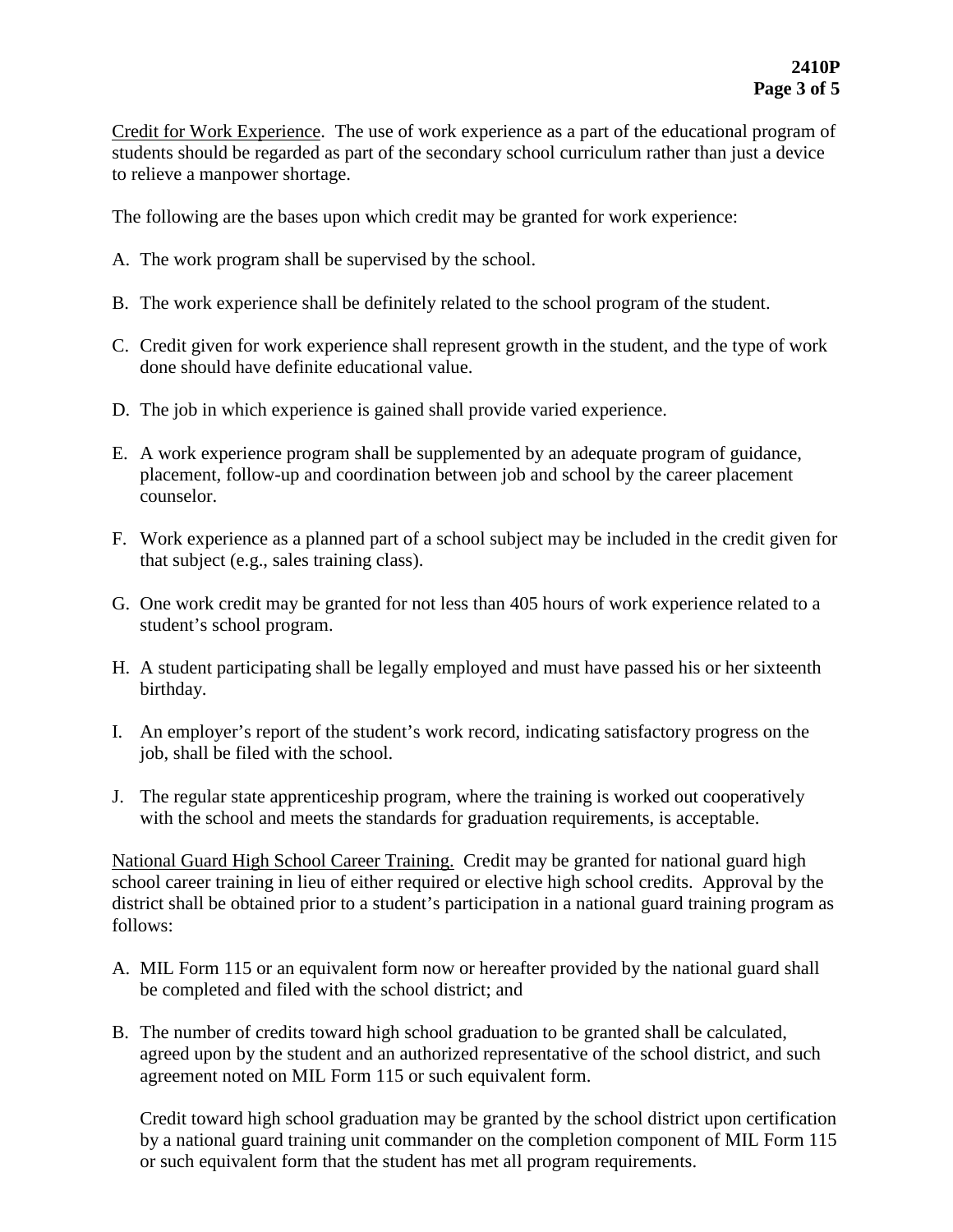Credit for Work Experience. The use of work experience as a part of the educational program of students should be regarded as part of the secondary school curriculum rather than just a device to relieve a manpower shortage.

The following are the bases upon which credit may be granted for work experience:

A. The work program shall be supervised by the school.

B. The work experience shall be definitely related to the school program of the student.

C. Credit given for work experience shall represent growth in the student, and the type of work done should have definite educational value.

D. The job in which experience is gained shall provide varied experience.

E. A work experience program shall be supplemented by an adequate program of guidance, placement, follow-up and coordination between job and school by the career placement counselor.

F. Work experience as a planned part of a school subject may be included in the credit given for that subject (e.g., sales training class).

G. One work credit may be granted for not less than 405 hours of work experience related to a student's school program.

H. A student participating shall be legally employed and must have passed his or her sixteenth birthday.

I. An employer's report of the student's work record, indicating satisfactory progress on the job, shall be filed with the school.

J. The regular state apprenticeship program, where the training is worked out cooperatively with the school and meets the standards for graduation requirements, is acceptable.

National Guard High School Career Training. Credit may be granted for national guard high school career training in lieu of either required or elective high school credits. Approval by the district shall be obtained prior to a student's participation in a national guard training program as follows:

A. MIL Form 115 or an equivalent form now or hereafter provided by the national guard shall be completed and filed with the school district; and

B. The number of credits toward high school graduation to be granted shall be calculated, agreed upon by the student and an authorized representative of the school district, and such agreement noted on MIL Form 115 or such equivalent form.

   Credit toward high school graduation may be granted by the school district upon certification by a national guard training unit commander on the completion component of MIL Form 115 or such equivalent form that the student has met all program requirements.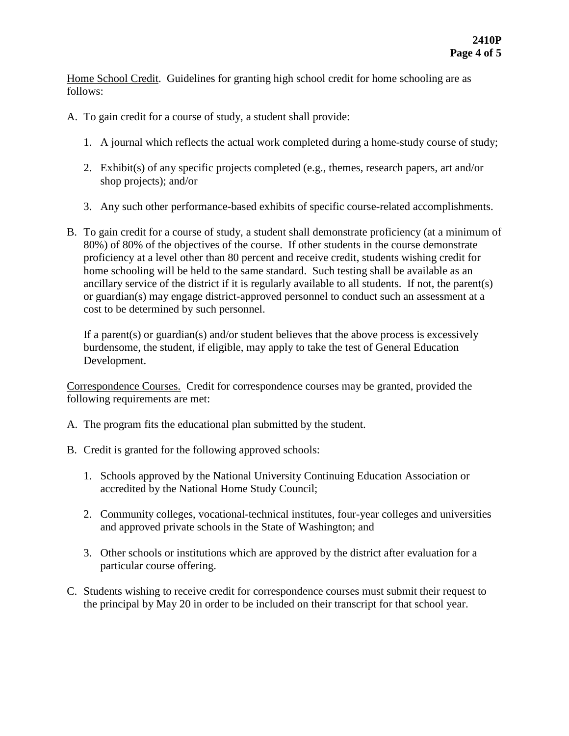Home School Credit. Guidelines for granting high school credit for home schooling are as follows:

A. To gain credit for a course of study, a student shall provide:

   1. A journal which reflects the actual work completed during a home-study course of study;

   2. Exhibit(s) of any specific projects completed (e.g., themes, research papers, art and/or shop projects); and/or

   3. Any such other performance-based exhibits of specific course-related accomplishments.

B. To gain credit for a course of study, a student shall demonstrate proficiency (at a minimum of 80%) of 80% of the objectives of the course. If other students in the course demonstrate proficiency at a level other than 80 percent and receive credit, students wishing credit for home schooling will be held to the same standard. Such testing shall be available as an ancillary service of the district if it is regularly available to all students. If not, the parent(s) or guardian(s) may engage district-approved personnel to conduct such an assessment at a cost to be determined by such personnel.

   If a parent(s) or guardian(s) and/or student believes that the above process is excessively burdensome, the student, if eligible, may apply to take the test of General Education Development.

Correspondence Courses. Credit for correspondence courses may be granted, provided the following requirements are met:

A. The program fits the educational plan submitted by the student.

B. Credit is granted for the following approved schools:

   1. Schools approved by the National University Continuing Education Association or accredited by the National Home Study Council;

   2. Community colleges, vocational-technical institutes, four-year colleges and universities and approved private schools in the State of Washington; and

   3. Other schools or institutions which are approved by the district after evaluation for a particular course offering.

C. Students wishing to receive credit for correspondence courses must submit their request to the principal by May 20 in order to be included on their transcript for that school year.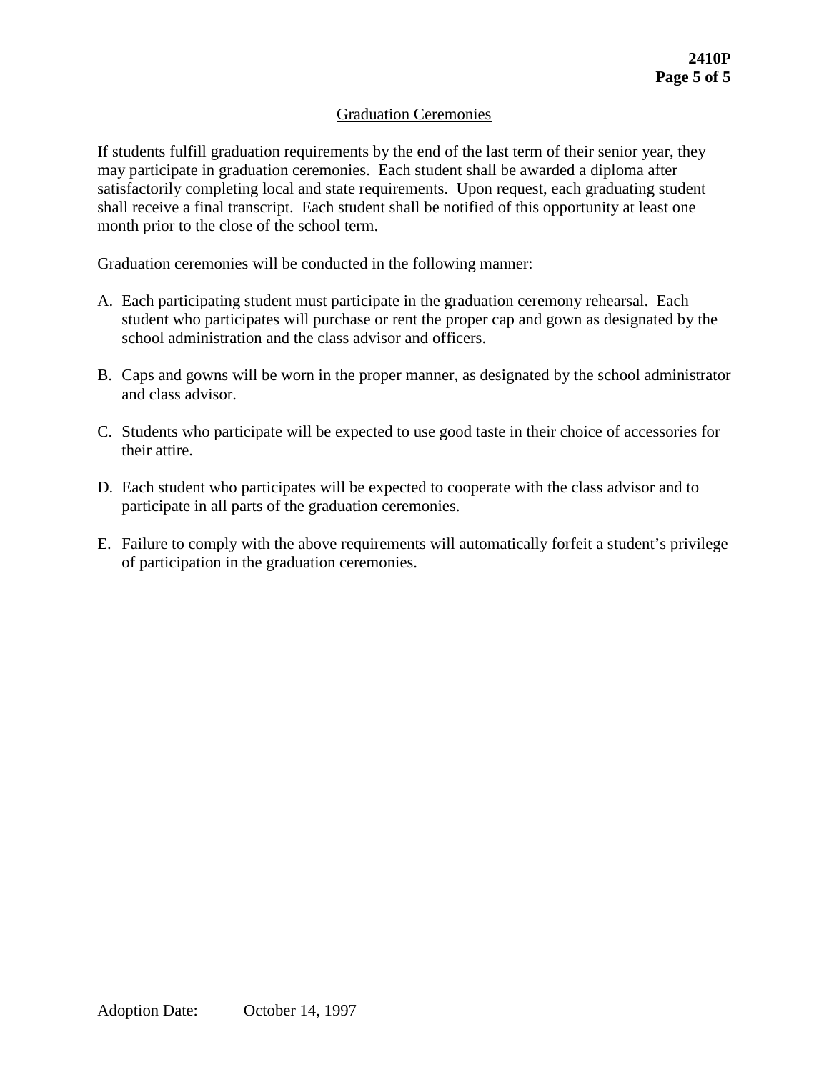## Graduation Ceremonies

If students fulfill graduation requirements by the end of the last term of their senior year, they may participate in graduation ceremonies. Each student shall be awarded a diploma after satisfactorily completing local and state requirements. Upon request, each graduating student shall receive a final transcript. Each student shall be notified of this opportunity at least one month prior to the close of the school term.

Graduation ceremonies will be conducted in the following manner:

A. Each participating student must participate in the graduation ceremony rehearsal. Each student who participates will purchase or rent the proper cap and gown as designated by the school administration and the class advisor and officers.

B. Caps and gowns will be worn in the proper manner, as designated by the school administrator and class advisor.

C. Students who participate will be expected to use good taste in their choice of accessories for their attire.

D. Each student who participates will be expected to cooperate with the class advisor and to participate in all parts of the graduation ceremonies.

E. Failure to comply with the above requirements will automatically forfeit a student's privilege of participation in the graduation ceremonies.

Adoption Date: October 14, 1997